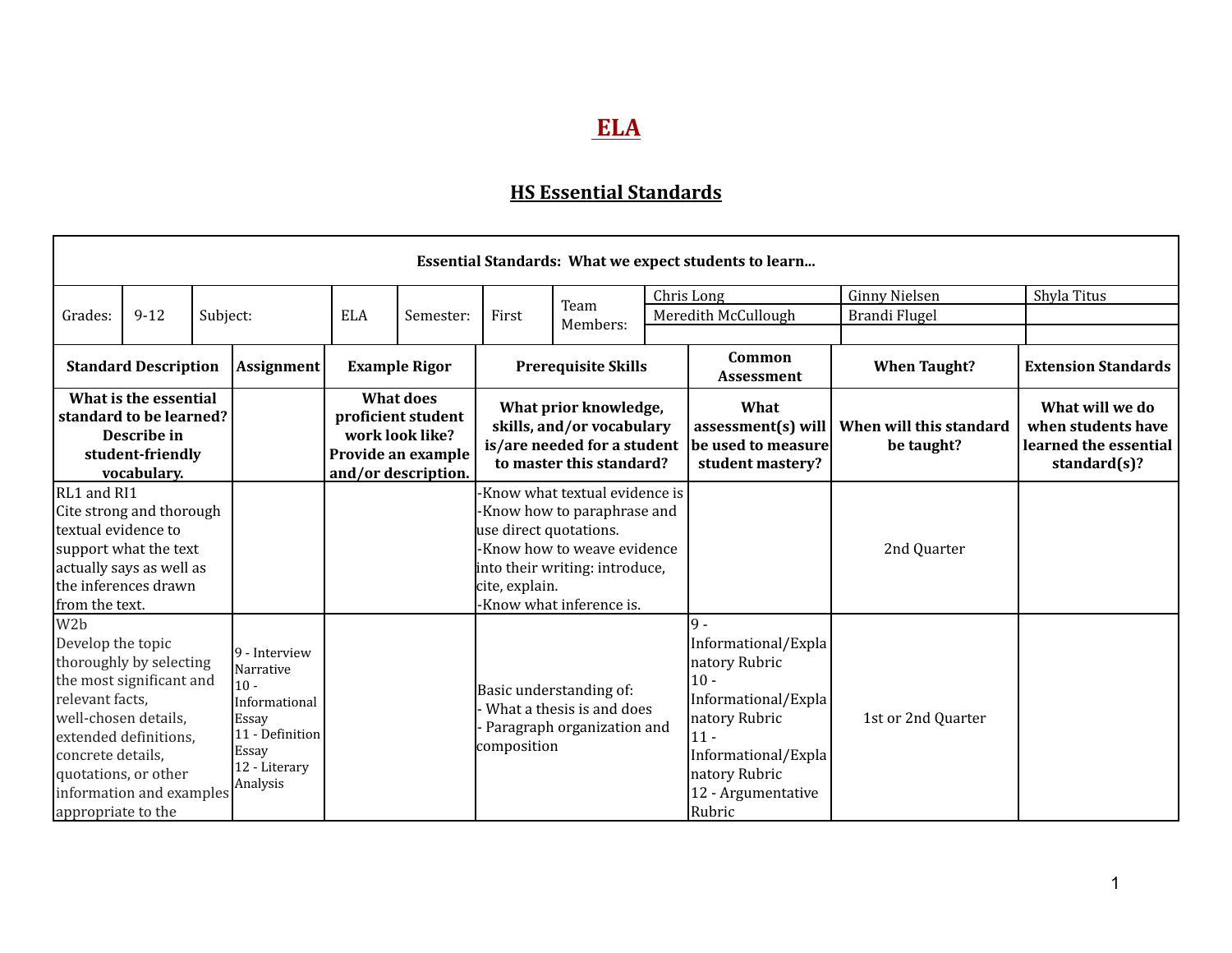# ELA

## HS Essential Standards

| Essential Standards: What we expect students to learn... | | | | | | |
|---|---|---|---|---|---|---|
| Grades: 9-12 | Subject: ELA | Semester: First | Team Members: | Chris Long, Meredith McCullough | Ginny Nielsen, Brandi Flugel | Shyla Titus |
| **Standard Description** | **Assignment** | **Example Rigor** | **Prerequisite Skills** | **Common Assessment** | **When Taught?** | **Extension Standards** |
| **What is the essential standard to be learned? Describe in student-friendly vocabulary.** | | **What does proficient student work look like? Provide an example and/or description.** | **What prior knowledge, skills, and/or vocabulary is/are needed for a student to master this standard?** | **What assessment(s) will be used to measure student mastery?** | **When will this standard be taught?** | **What will we do when students have learned the essential standard(s)?** |
| RL1 and RI1<br>Cite strong and thorough textual evidence to support what the text actually says as well as the inferences drawn from the text. | | | -Know what textual evidence is<br>-Know how to paraphrase and use direct quotations.<br>-Know how to weave evidence into their writing: introduce, cite, explain.<br>-Know what inference is. | | 2nd Quarter | |
| W2b<br>Develop the topic thoroughly by selecting the most significant and relevant facts, well-chosen details, extended definitions, concrete details, quotations, or other information and examples appropriate to the | 9 - Interview Narrative<br>10 - Informational Essay<br>11 - Definition Essay<br>12 - Literary Analysis | | Basic understanding of:<br>- What a thesis is and does<br>- Paragraph organization and composition | 9 - Informational/Explanatory Rubric<br>10 - Informational/Explanatory Rubric<br>11 - Informational/Explanatory Rubric<br>12 - Argumentative Rubric | 1st or 2nd Quarter | |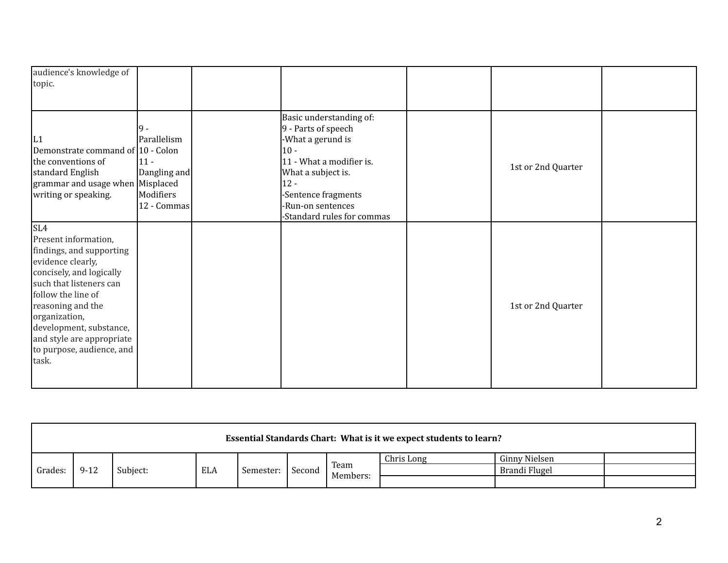| | | | | | | |
|---|---|---|---|---|---|---|
| audience's knowledge of topic. | | | | | | |
| L1<br>Demonstrate command of the conventions of standard English grammar and usage when writing or speaking. | 9 - Parallelism<br>10 - Colon<br>11 - Dangling and Misplaced Modifiers<br>12 - Commas | | Basic understanding of:<br>9 - Parts of speech<br>-What a gerund is<br>10 -<br>11 - What a modifier is.<br>What a subject is.<br>12 -<br>-Sentence fragments<br>-Run-on sentences<br>-Standard rules for commas | | 1st or 2nd Quarter | |
| SL4<br>Present information, findings, and supporting evidence clearly, concisely, and logically such that listeners can follow the line of reasoning and the organization, development, substance, and style are appropriate to purpose, audience, and task. | | | | | 1st or 2nd Quarter | |

| **Essential Standards Chart: What is it we expect students to learn?** | | | | | | | | | |
|---|---|---|---|---|---|---|---|---|---|
| Grades: | 9-12 | Subject: | ELA | Semester: | Second | Team Members: | Chris Long | Ginny Nielsen | |
| | | | | | | | | Brandi Flugel | |
| | | | | | | | | | |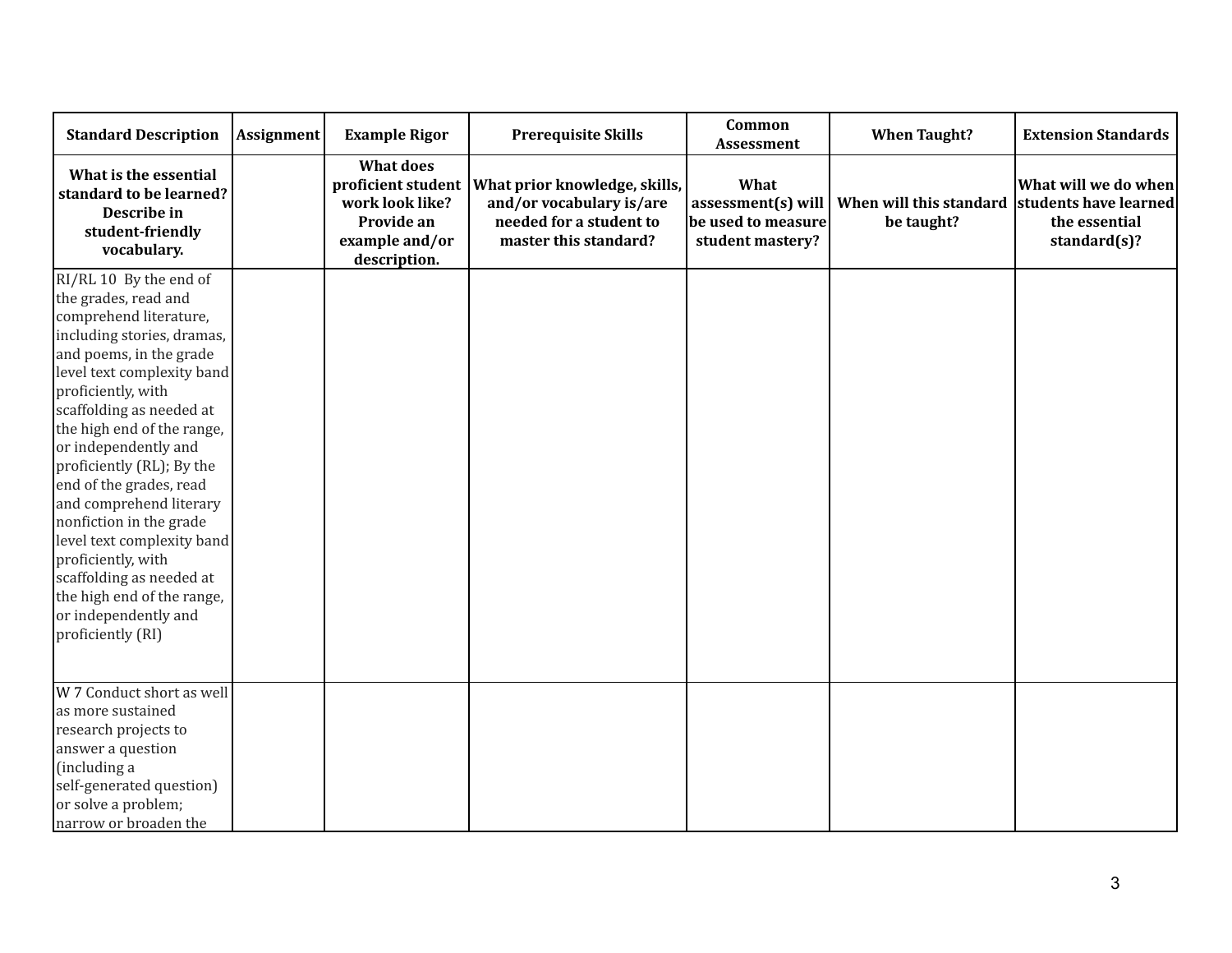| Standard Description | Assignment | Example Rigor | Prerequisite Skills | Common Assessment | When Taught? | Extension Standards |
|---|---|---|---|---|---|---|
| **What is the essential standard to be learned? Describe in student-friendly vocabulary.** | | **What does proficient student work look like? Provide an example and/or description.** | **What prior knowledge, skills, and/or vocabulary is/are needed for a student to master this standard?** | **What assessment(s) will be used to measure student mastery?** | **When will this standard be taught?** | **What will we do when students have learned the essential standard(s)?** |
| RI/RL 10 By the end of the grades, read and comprehend literature, including stories, dramas, and poems, in the grade level text complexity band proficiently, with scaffolding as needed at the high end of the range, or independently and proficiently (RL); By the end of the grades, read and comprehend literary nonfiction in the grade level text complexity band proficiently, with scaffolding as needed at the high end of the range, or independently and proficiently (RI) | | | | | | |
| W 7 Conduct short as well as more sustained research projects to answer a question (including a self-generated question) or solve a problem; narrow or broaden the | | | | | | |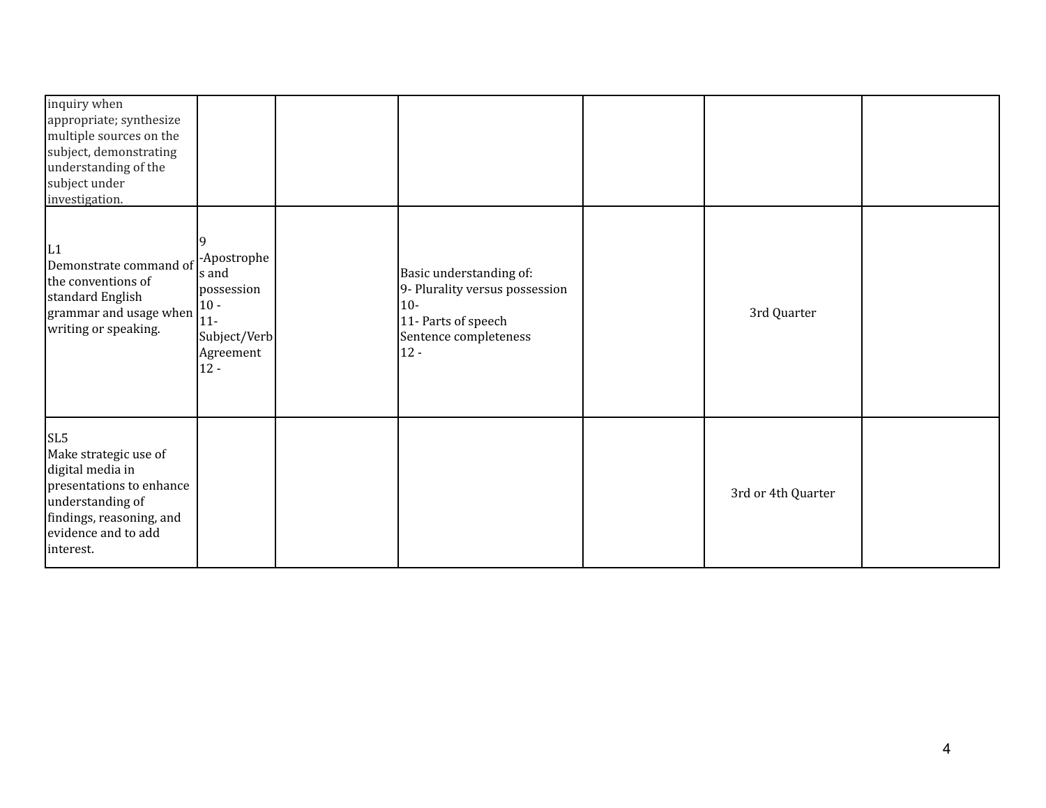| | | | | | | |
|---|---|---|---|---|---|---|
| inquiry when appropriate; synthesize multiple sources on the subject, demonstrating understanding of the subject under investigation. | | | | | | |
| L1<br>Demonstrate command of the conventions of standard English grammar and usage when writing or speaking. | 9<br>-Apostrophes and possession<br>10 -<br>11- Subject/Verb Agreement<br>12 - | | Basic understanding of:<br>9- Plurality versus possession<br>10-<br>11- Parts of speech<br>Sentence completeness<br>12 - | | 3rd Quarter | |
| SL5<br>Make strategic use of digital media in presentations to enhance understanding of findings, reasoning, and evidence and to add interest. | | | | | 3rd or 4th Quarter | |